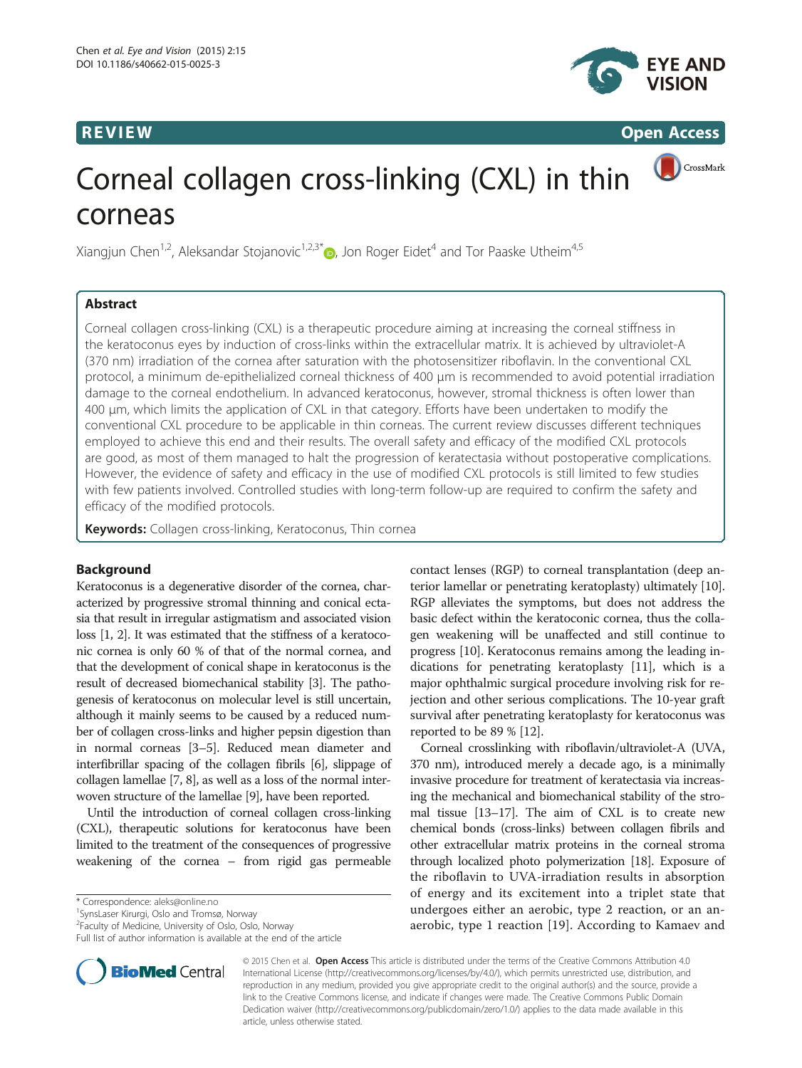REVIEW

Open Access

# Corneal collagen cross-linking (CXL) in thin corneas

Xiangjun Chen[1,2], Aleksandar Stojanovic[1,2,3*], Jon Roger Eidet[4] and Tor Paaske Utheim[4,5]

## Abstract

Corneal collagen cross-linking (CXL) is a therapeutic procedure aiming at increasing the corneal stiffness in the keratoconus eyes by induction of cross-links within the extracellular matrix. It is achieved by ultraviolet-A (370 nm) irradiation of the cornea after saturation with the photosensitizer riboflavin. In the conventional CXL protocol, a minimum de-epithelialized corneal thickness of 400 μm is recommended to avoid potential irradiation damage to the corneal endothelium. In advanced keratoconus, however, stromal thickness is often lower than 400 μm, which limits the application of CXL in that category. Efforts have been undertaken to modify the conventional CXL procedure to be applicable in thin corneas. The current review discusses different techniques employed to achieve this end and their results. The overall safety and efficacy of the modified CXL protocols are good, as most of them managed to halt the progression of keratectasia without postoperative complications. However, the evidence of safety and efficacy in the use of modified CXL protocols is still limited to few studies with few patients involved. Controlled studies with long-term follow-up are required to confirm the safety and efficacy of the modified protocols.

**Keywords:** Collagen cross-linking, Keratoconus, Thin cornea

## Background

Keratoconus is a degenerative disorder of the cornea, characterized by progressive stromal thinning and conical ectasia that result in irregular astigmatism and associated vision loss [1, 2]. It was estimated that the stiffness of a keratoconic cornea is only 60 % of that of the normal cornea, and that the development of conical shape in keratoconus is the result of decreased biomechanical stability [3]. The pathogenesis of keratoconus on molecular level is still uncertain, although it mainly seems to be caused by a reduced number of collagen cross-links and higher pepsin digestion than in normal corneas [3–5]. Reduced mean diameter and interfibrillar spacing of the collagen fibrils [6], slippage of collagen lamellae [7, 8], as well as a loss of the normal interwoven structure of the lamellae [9], have been reported.

Until the introduction of corneal collagen cross-linking (CXL), therapeutic solutions for keratoconus have been limited to the treatment of the consequences of progressive weakening of the cornea – from rigid gas permeable contact lenses (RGP) to corneal transplantation (deep anterior lamellar or penetrating keratoplasty) ultimately [10]. RGP alleviates the symptoms, but does not address the basic defect within the keratoconic cornea, thus the collagen weakening will be unaffected and still continue to progress [10]. Keratoconus remains among the leading indications for penetrating keratoplasty [11], which is a major ophthalmic surgical procedure involving risk for rejection and other serious complications. The 10-year graft survival after penetrating keratoplasty for keratoconus was reported to be 89 % [12].

Corneal crosslinking with riboflavin/ultraviolet-A (UVA, 370 nm), introduced merely a decade ago, is a minimally invasive procedure for treatment of keratectasia via increasing the mechanical and biomechanical stability of the stromal tissue [13–17]. The aim of CXL is to create new chemical bonds (cross-links) between collagen fibrils and other extracellular matrix proteins in the corneal stroma through localized photo polymerization [18]. Exposure of the riboflavin to UVA-irradiation results in absorption of energy and its excitement into a triplet state that undergoes either an aerobic, type 2 reaction, or an anaerobic, type 1 reaction [19]. According to Kamaev and

\* Correspondence: aleks@online.no
[1]SynsLaser Kirurgi, Oslo and Tromsø, Norway
[2]Faculty of Medicine, University of Oslo, Oslo, Norway
Full list of author information is available at the end of the article

© 2015 Chen et al. **Open Access** This article is distributed under the terms of the Creative Commons Attribution 4.0 International License (http://creativecommons.org/licenses/by/4.0/), which permits unrestricted use, distribution, and reproduction in any medium, provided you give appropriate credit to the original author(s) and the source, provide a link to the Creative Commons license, and indicate if changes were made. The Creative Commons Public Domain Dedication waiver (http://creativecommons.org/publicdomain/zero/1.0/) applies to the data made available in this article, unless otherwise stated.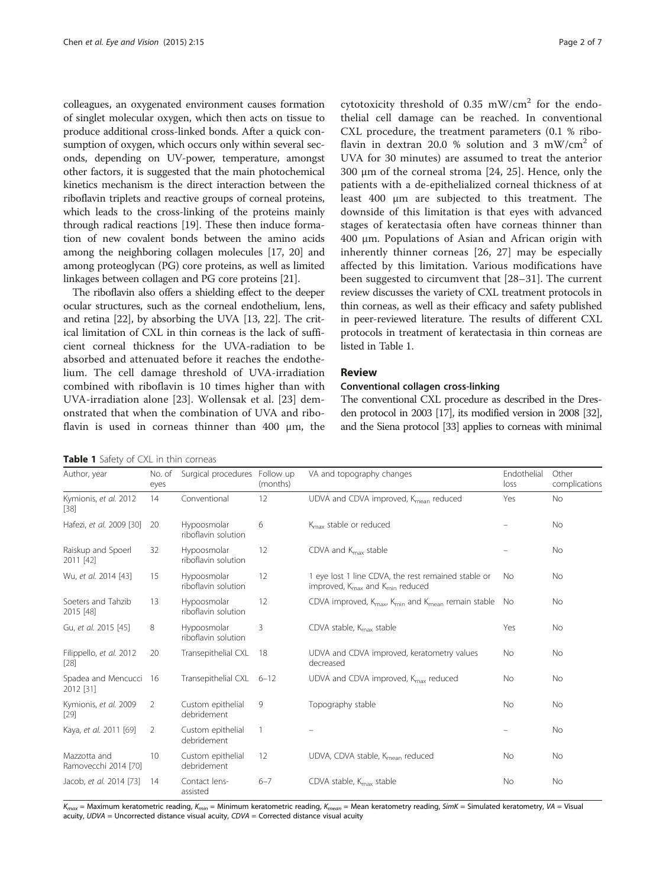colleagues, an oxygenated environment causes formation of singlet molecular oxygen, which then acts on tissue to produce additional cross-linked bonds. After a quick consumption of oxygen, which occurs only within several seconds, depending on UV-power, temperature, amongst other factors, it is suggested that the main photochemical kinetics mechanism is the direct interaction between the riboflavin triplets and reactive groups of corneal proteins, which leads to the cross-linking of the proteins mainly through radical reactions [19]. These then induce formation of new covalent bonds between the amino acids among the neighboring collagen molecules [17, 20] and among proteoglycan (PG) core proteins, as well as limited linkages between collagen and PG core proteins [21].

The riboflavin also offers a shielding effect to the deeper ocular structures, such as the corneal endothelium, lens, and retina [22], by absorbing the UVA [13, 22]. The critical limitation of CXL in thin corneas is the lack of sufficient corneal thickness for the UVA-radiation to be absorbed and attenuated before it reaches the endothelium. The cell damage threshold of UVA-irradiation combined with riboflavin is 10 times higher than with UVA-irradiation alone [23]. Wollensak et al. [23] demonstrated that when the combination of UVA and riboflavin is used in corneas thinner than 400 μm, the cytotoxicity threshold of 0.35 mW/cm$^2$ for the endothelial cell damage can be reached. In conventional CXL procedure, the treatment parameters (0.1 % riboflavin in dextran 20.0 % solution and 3 mW/cm$^2$ of UVA for 30 minutes) are assumed to treat the anterior 300 μm of the corneal stroma [24, 25]. Hence, only the patients with a de-epithelialized corneal thickness of at least 400 μm are subjected to this treatment. The downside of this limitation is that eyes with advanced stages of keratectasia often have corneas thinner than 400 μm. Populations of Asian and African origin with inherently thinner corneas [26, 27] may be especially affected by this limitation. Various modifications have been suggested to circumvent that [28–31]. The current review discusses the variety of CXL treatment protocols in thin corneas, as well as their efficacy and safety published in peer-reviewed literature. The results of different CXL protocols in treatment of keratectasia in thin corneas are listed in Table 1.

## Review

### Conventional collagen cross-linking

The conventional CXL procedure as described in the Dresden protocol in 2003 [17], its modified version in 2008 [32], and the Siena protocol [33] applies to corneas with minimal

**Table 1** Safety of CXL in thin corneas

| Author, year | No. of eyes | Surgical procedures | Follow up (months) | VA and topography changes | Endothelial loss | Other complications |
|---|---|---|---|---|---|---|
| Kymionis, *et al.* 2012 [38] | 14 | Conventional | 12 | UDVA and CDVA improved, $K_{mean}$ reduced | Yes | No |
| Hafezi, *et al.* 2009 [30] | 20 | Hypoosmolar riboflavin solution | 6 | $K_{max}$ stable or reduced | – | No |
| Raiskup and Spoerl 2011 [42] | 32 | Hypoosmolar riboflavin solution | 12 | CDVA and $K_{max}$ stable | – | No |
| Wu, *et al.* 2014 [43] | 15 | Hypoosmolar riboflavin solution | 12 | 1 eye lost 1 line CDVA, the rest remained stable or improved, $K_{max}$ and $K_{min}$ reduced | No | No |
| Soeters and Tahzib 2015 [48] | 13 | Hypoosmolar riboflavin solution | 12 | CDVA improved, $K_{max}$, $K_{min}$ and $K_{mean}$ remain stable | No | No |
| Gu, *et al.* 2015 [45] | 8 | Hypoosmolar riboflavin solution | 3 | CDVA stable, $K_{max}$ stable | Yes | No |
| Filippello, *et al.* 2012 [28] | 20 | Transepithelial CXL | 18 | UDVA and CDVA improved, keratometry values decreased | No | No |
| Spadea and Mencucci 2012 [31] | 16 | Transepithelial CXL | 6–12 | UDVA and CDVA improved, $K_{max}$ reduced | No | No |
| Kymionis, *et al.* 2009 [29] | 2 | Custom epithelial debridement | 9 | Topography stable | No | No |
| Kaya, *et al.* 2011 [69] | 2 | Custom epithelial debridement | 1 | – | – | No |
| Mazzotta and Ramovecchi 2014 [70] | 10 | Custom epithelial debridement | 12 | UDVA, CDVA stable, $K_{mean}$ reduced | No | No |
| Jacob, *et al.* 2014 [73] | 14 | Contact lens-assisted | 6–7 | CDVA stable, $K_{max}$ stable | No | No |

$K_{max}$ = Maximum keratometric reading, $K_{min}$ = Minimum keratometric reading, $K_{mean}$ = Mean keratometry reading, *SimK* = Simulated keratometry, *VA* = Visual acuity, *UDVA* = Uncorrected distance visual acuity, *CDVA* = Corrected distance visual acuity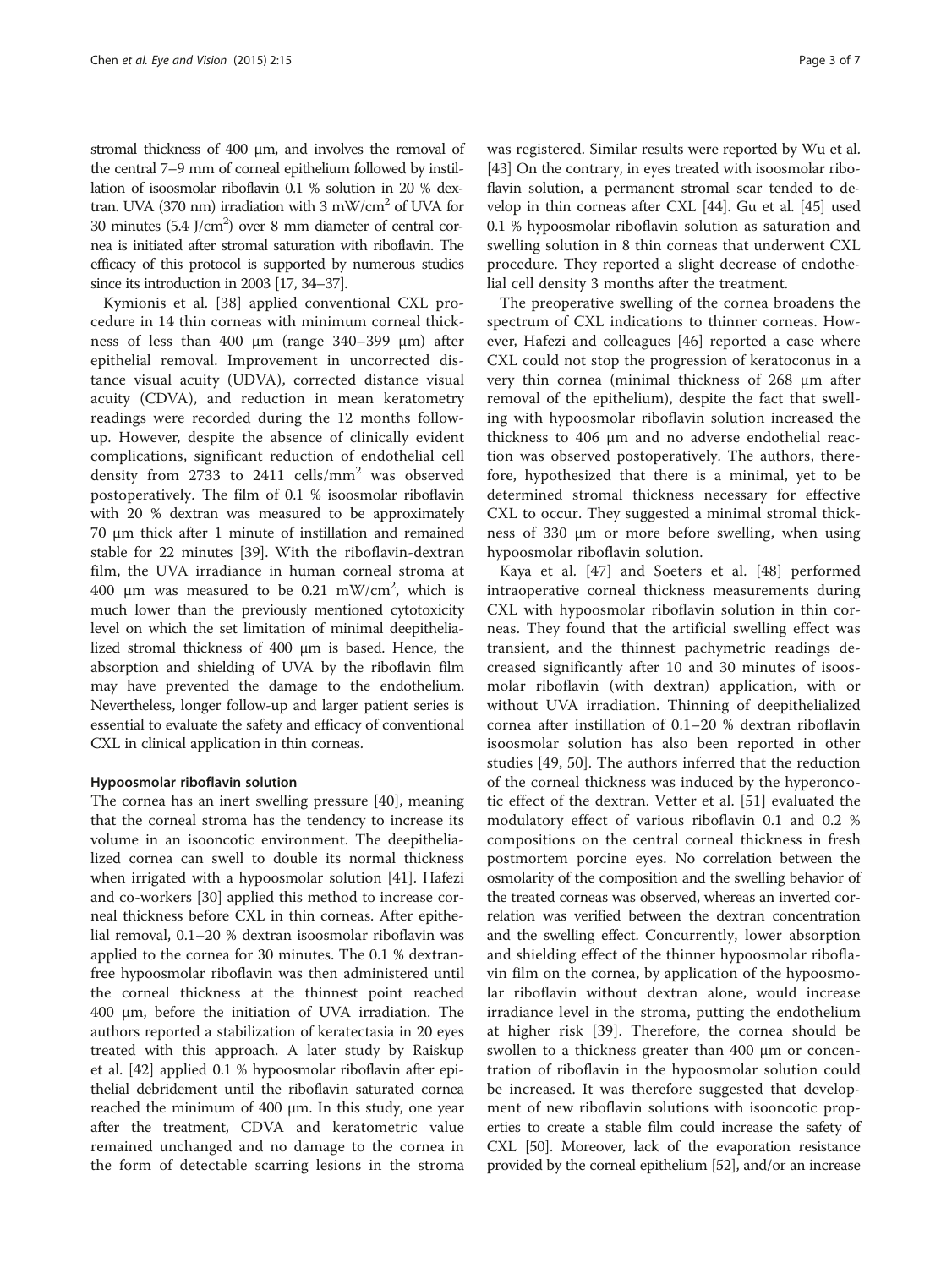stromal thickness of 400 μm, and involves the removal of the central 7–9 mm of corneal epithelium followed by instillation of isoosmolar riboflavin 0.1 % solution in 20 % dextran. UVA (370 nm) irradiation with 3 $mW/cm^2$ of UVA for 30 minutes (5.4 $J/cm^2$) over 8 mm diameter of central cornea is initiated after stromal saturation with riboflavin. The efficacy of this protocol is supported by numerous studies since its introduction in 2003 [17, 34–37].

Kymionis et al. [38] applied conventional CXL procedure in 14 thin corneas with minimum corneal thickness of less than 400 μm (range 340–399 μm) after epithelial removal. Improvement in uncorrected distance visual acuity (UDVA), corrected distance visual acuity (CDVA), and reduction in mean keratometry readings were recorded during the 12 months follow-up. However, despite the absence of clinically evident complications, significant reduction of endothelial cell density from 2733 to 2411 $cells/mm^2$ was observed postoperatively. The film of 0.1 % isoosmolar riboflavin with 20 % dextran was measured to be approximately 70 μm thick after 1 minute of instillation and remained stable for 22 minutes [39]. With the riboflavin-dextran film, the UVA irradiance in human corneal stroma at 400 μm was measured to be 0.21 $mW/cm^2$, which is much lower than the previously mentioned cytotoxicity level on which the set limitation of minimal deepithelialized stromal thickness of 400 μm is based. Hence, the absorption and shielding of UVA by the riboflavin film may have prevented the damage to the endothelium. Nevertheless, longer follow-up and larger patient series is essential to evaluate the safety and efficacy of conventional CXL in clinical application in thin corneas.

#### Hypoosmolar riboflavin solution

The cornea has an inert swelling pressure [40], meaning that the corneal stroma has the tendency to increase its volume in an isooncotic environment. The deepithelialized cornea can swell to double its normal thickness when irrigated with a hypoosmolar solution [41]. Hafezi and co-workers [30] applied this method to increase corneal thickness before CXL in thin corneas. After epithelial removal, 0.1–20 % dextran isoosmolar riboflavin was applied to the cornea for 30 minutes. The 0.1 % dextran-free hypoosmolar riboflavin was then administered until the corneal thickness at the thinnest point reached 400 μm, before the initiation of UVA irradiation. The authors reported a stabilization of keratectasia in 20 eyes treated with this approach. A later study by Raiskup et al. [42] applied 0.1 % hypoosmolar riboflavin after epithelial debridement until the riboflavin saturated cornea reached the minimum of 400 μm. In this study, one year after the treatment, CDVA and keratometric value remained unchanged and no damage to the cornea in the form of detectable scarring lesions in the stroma was registered. Similar results were reported by Wu et al. [43] On the contrary, in eyes treated with isoosmolar riboflavin solution, a permanent stromal scar tended to develop in thin corneas after CXL [44]. Gu et al. [45] used 0.1 % hypoosmolar riboflavin solution as saturation and swelling solution in 8 thin corneas that underwent CXL procedure. They reported a slight decrease of endothelial cell density 3 months after the treatment.

The preoperative swelling of the cornea broadens the spectrum of CXL indications to thinner corneas. However, Hafezi and colleagues [46] reported a case where CXL could not stop the progression of keratoconus in a very thin cornea (minimal thickness of 268 μm after removal of the epithelium), despite the fact that swelling with hypoosmolar riboflavin solution increased the thickness to 406 μm and no adverse endothelial reaction was observed postoperatively. The authors, therefore, hypothesized that there is a minimal, yet to be determined stromal thickness necessary for effective CXL to occur. They suggested a minimal stromal thickness of 330 μm or more before swelling, when using hypoosmolar riboflavin solution.

Kaya et al. [47] and Soeters et al. [48] performed intraoperative corneal thickness measurements during CXL with hypoosmolar riboflavin solution in thin corneas. They found that the artificial swelling effect was transient, and the thinnest pachymetric readings decreased significantly after 10 and 30 minutes of isoosmolar riboflavin (with dextran) application, with or without UVA irradiation. Thinning of deepithelialized cornea after instillation of 0.1–20 % dextran riboflavin isoosmolar solution has also been reported in other studies [49, 50]. The authors inferred that the reduction of the corneal thickness was induced by the hyperoncotic effect of the dextran. Vetter et al. [51] evaluated the modulatory effect of various riboflavin 0.1 and 0.2 % compositions on the central corneal thickness in fresh postmortem porcine eyes. No correlation between the osmolarity of the composition and the swelling behavior of the treated corneas was observed, whereas an inverted correlation was verified between the dextran concentration and the swelling effect. Concurrently, lower absorption and shielding effect of the thinner hypoosmolar riboflavin film on the cornea, by application of the hypoosmolar riboflavin without dextran alone, would increase irradiance level in the stroma, putting the endothelium at higher risk [39]. Therefore, the cornea should be swollen to a thickness greater than 400 μm or concentration of riboflavin in the hypoosmolar solution could be increased. It was therefore suggested that development of new riboflavin solutions with isooncotic properties to create a stable film could increase the safety of CXL [50]. Moreover, lack of the evaporation resistance provided by the corneal epithelium [52], and/or an increase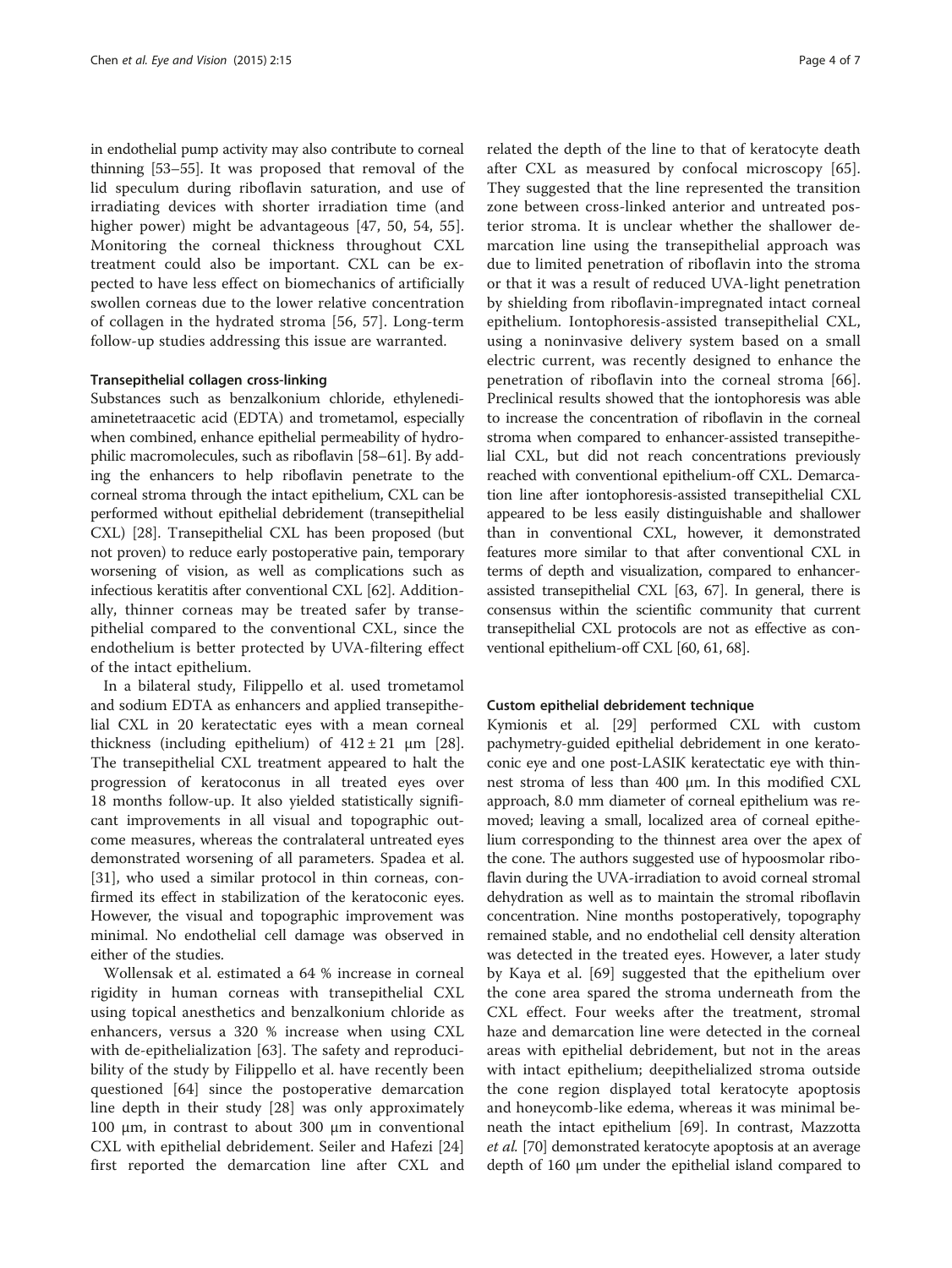in endothelial pump activity may also contribute to corneal thinning [53–55]. It was proposed that removal of the lid speculum during riboflavin saturation, and use of irradiating devices with shorter irradiation time (and higher power) might be advantageous [47, 50, 54, 55]. Monitoring the corneal thickness throughout CXL treatment could also be important. CXL can be expected to have less effect on biomechanics of artificially swollen corneas due to the lower relative concentration of collagen in the hydrated stroma [56, 57]. Long-term follow-up studies addressing this issue are warranted.

### Transepithelial collagen cross-linking

Substances such as benzalkonium chloride, ethylenediaminetetraacetic acid (EDTA) and trometamol, especially when combined, enhance epithelial permeability of hydrophilic macromolecules, such as riboflavin [58–61]. By adding the enhancers to help riboflavin penetrate to the corneal stroma through the intact epithelium, CXL can be performed without epithelial debridement (transepithelial CXL) [28]. Transepithelial CXL has been proposed (but not proven) to reduce early postoperative pain, temporary worsening of vision, as well as complications such as infectious keratitis after conventional CXL [62]. Additionally, thinner corneas may be treated safer by transepithelial compared to the conventional CXL, since the endothelium is better protected by UVA-filtering effect of the intact epithelium.

In a bilateral study, Filippello et al. used trometamol and sodium EDTA as enhancers and applied transepithelial CXL in 20 keratectatic eyes with a mean corneal thickness (including epithelium) of 412 ± 21 μm [28]. The transepithelial CXL treatment appeared to halt the progression of keratoconus in all treated eyes over 18 months follow-up. It also yielded statistically significant improvements in all visual and topographic outcome measures, whereas the contralateral untreated eyes demonstrated worsening of all parameters. Spadea et al. [31], who used a similar protocol in thin corneas, confirmed its effect in stabilization of the keratoconic eyes. However, the visual and topographic improvement was minimal. No endothelial cell damage was observed in either of the studies.

Wollensak et al. estimated a 64 % increase in corneal rigidity in human corneas with transepithelial CXL using topical anesthetics and benzalkonium chloride as enhancers, versus a 320 % increase when using CXL with de-epithelialization [63]. The safety and reproducibility of the study by Filippello et al. have recently been questioned [64] since the postoperative demarcation line depth in their study [28] was only approximately 100 μm, in contrast to about 300 μm in conventional CXL with epithelial debridement. Seiler and Hafezi [24] first reported the demarcation line after CXL and related the depth of the line to that of keratocyte death after CXL as measured by confocal microscopy [65]. They suggested that the line represented the transition zone between cross-linked anterior and untreated posterior stroma. It is unclear whether the shallower demarcation line using the transepithelial approach was due to limited penetration of riboflavin into the stroma or that it was a result of reduced UVA-light penetration by shielding from riboflavin-impregnated intact corneal epithelium. Iontophoresis-assisted transepithelial CXL, using a noninvasive delivery system based on a small electric current, was recently designed to enhance the penetration of riboflavin into the corneal stroma [66]. Preclinical results showed that the iontophoresis was able to increase the concentration of riboflavin in the corneal stroma when compared to enhancer-assisted transepithelial CXL, but did not reach concentrations previously reached with conventional epithelium-off CXL. Demarcation line after iontophoresis-assisted transepithelial CXL appeared to be less easily distinguishable and shallower than in conventional CXL, however, it demonstrated features more similar to that after conventional CXL in terms of depth and visualization, compared to enhancer-assisted transepithelial CXL [63, 67]. In general, there is consensus within the scientific community that current transepithelial CXL protocols are not as effective as conventional epithelium-off CXL [60, 61, 68].

### Custom epithelial debridement technique

Kymionis et al. [29] performed CXL with custom pachymetry-guided epithelial debridement in one keratoconic eye and one post-LASIK keratectatic eye with thinnest stroma of less than 400 μm. In this modified CXL approach, 8.0 mm diameter of corneal epithelium was removed; leaving a small, localized area of corneal epithelium corresponding to the thinnest area over the apex of the cone. The authors suggested use of hypoosmolar riboflavin during the UVA-irradiation to avoid corneal stromal dehydration as well as to maintain the stromal riboflavin concentration. Nine months postoperatively, topography remained stable, and no endothelial cell density alteration was detected in the treated eyes. However, a later study by Kaya et al. [69] suggested that the epithelium over the cone area spared the stroma underneath from the CXL effect. Four weeks after the treatment, stromal haze and demarcation line were detected in the corneal areas with epithelial debridement, but not in the areas with intact epithelium; deepithelialized stroma outside the cone region displayed total keratocyte apoptosis and honeycomb-like edema, whereas it was minimal beneath the intact epithelium [69]. In contrast, Mazzotta *et al.* [70] demonstrated keratocyte apoptosis at an average depth of 160 μm under the epithelial island compared to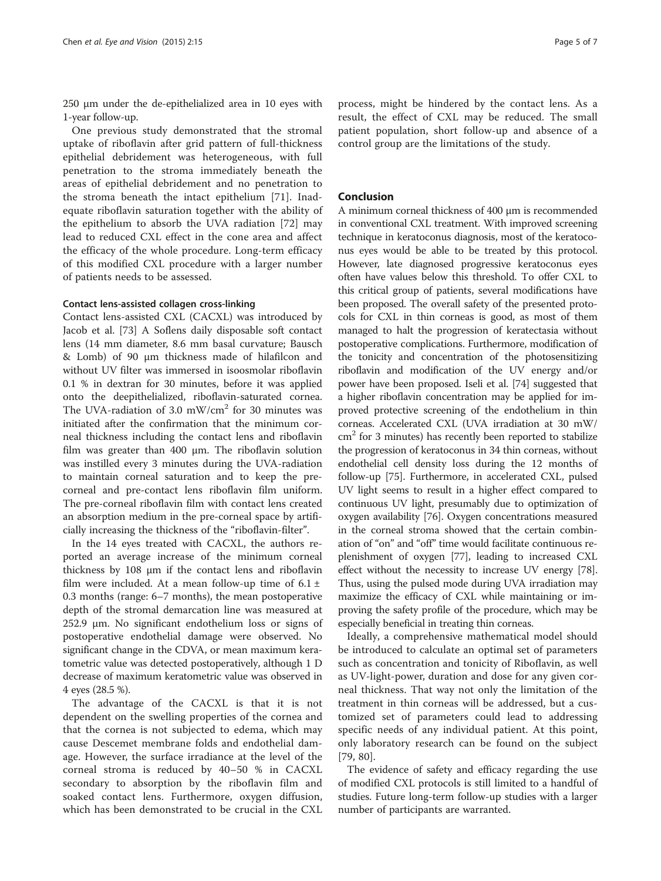250 μm under the de-epithelialized area in 10 eyes with 1-year follow-up.

One previous study demonstrated that the stromal uptake of riboflavin after grid pattern of full-thickness epithelial debridement was heterogeneous, with full penetration to the stroma immediately beneath the areas of epithelial debridement and no penetration to the stroma beneath the intact epithelium [71]. Inadequate riboflavin saturation together with the ability of the epithelium to absorb the UVA radiation [72] may lead to reduced CXL effect in the cone area and affect the efficacy of the whole procedure. Long-term efficacy of this modified CXL procedure with a larger number of patients needs to be assessed.

#### Contact lens-assisted collagen cross-linking

Contact lens-assisted CXL (CACXL) was introduced by Jacob et al. [73] A Soflens daily disposable soft contact lens (14 mm diameter, 8.6 mm basal curvature; Bausch & Lomb) of 90 μm thickness made of hilafilcon and without UV filter was immersed in isoosmolar riboflavin 0.1 % in dextran for 30 minutes, before it was applied onto the deepithelialized, riboflavin-saturated cornea. The UVA-radiation of 3.0 mW/cm$^2$ for 30 minutes was initiated after the confirmation that the minimum corneal thickness including the contact lens and riboflavin film was greater than 400 μm. The riboflavin solution was instilled every 3 minutes during the UVA-radiation to maintain corneal saturation and to keep the pre-corneal and pre-contact lens riboflavin film uniform. The pre-corneal riboflavin film with contact lens created an absorption medium in the pre-corneal space by artificially increasing the thickness of the "riboflavin-filter".

In the 14 eyes treated with CACXL, the authors reported an average increase of the minimum corneal thickness by 108 μm if the contact lens and riboflavin film were included. At a mean follow-up time of 6.1 ± 0.3 months (range: 6–7 months), the mean postoperative depth of the stromal demarcation line was measured at 252.9 μm. No significant endothelium loss or signs of postoperative endothelial damage were observed. No significant change in the CDVA, or mean maximum keratometric value was detected postoperatively, although 1 D decrease of maximum keratometric value was observed in 4 eyes (28.5 %).

The advantage of the CACXL is that it is not dependent on the swelling properties of the cornea and that the cornea is not subjected to edema, which may cause Descemet membrane folds and endothelial damage. However, the surface irradiance at the level of the corneal stroma is reduced by 40–50 % in CACXL secondary to absorption by the riboflavin film and soaked contact lens. Furthermore, oxygen diffusion, which has been demonstrated to be crucial in the CXL process, might be hindered by the contact lens. As a result, the effect of CXL may be reduced. The small patient population, short follow-up and absence of a control group are the limitations of the study.

## Conclusion

A minimum corneal thickness of 400 μm is recommended in conventional CXL treatment. With improved screening technique in keratoconus diagnosis, most of the keratoconus eyes would be able to be treated by this protocol. However, late diagnosed progressive keratoconus eyes often have values below this threshold. To offer CXL to this critical group of patients, several modifications have been proposed. The overall safety of the presented protocols for CXL in thin corneas is good, as most of them managed to halt the progression of keratectasia without postoperative complications. Furthermore, modification of the tonicity and concentration of the photosensitizing riboflavin and modification of the UV energy and/or power have been proposed. Iseli et al. [74] suggested that a higher riboflavin concentration may be applied for improved protective screening of the endothelium in thin corneas. Accelerated CXL (UVA irradiation at 30 mW/cm$^2$ for 3 minutes) has recently been reported to stabilize the progression of keratoconus in 34 thin corneas, without endothelial cell density loss during the 12 months of follow-up [75]. Furthermore, in accelerated CXL, pulsed UV light seems to result in a higher effect compared to continuous UV light, presumably due to optimization of oxygen availability [76]. Oxygen concentrations measured in the corneal stroma showed that the certain combination of "on" and "off" time would facilitate continuous replenishment of oxygen [77], leading to increased CXL effect without the necessity to increase UV energy [78]. Thus, using the pulsed mode during UVA irradiation may maximize the efficacy of CXL while maintaining or improving the safety profile of the procedure, which may be especially beneficial in treating thin corneas.

Ideally, a comprehensive mathematical model should be introduced to calculate an optimal set of parameters such as concentration and tonicity of Riboflavin, as well as UV-light-power, duration and dose for any given corneal thickness. That way not only the limitation of the treatment in thin corneas will be addressed, but a customized set of parameters could lead to addressing specific needs of any individual patient. At this point, only laboratory research can be found on the subject [79, 80].

The evidence of safety and efficacy regarding the use of modified CXL protocols is still limited to a handful of studies. Future long-term follow-up studies with a larger number of participants are warranted.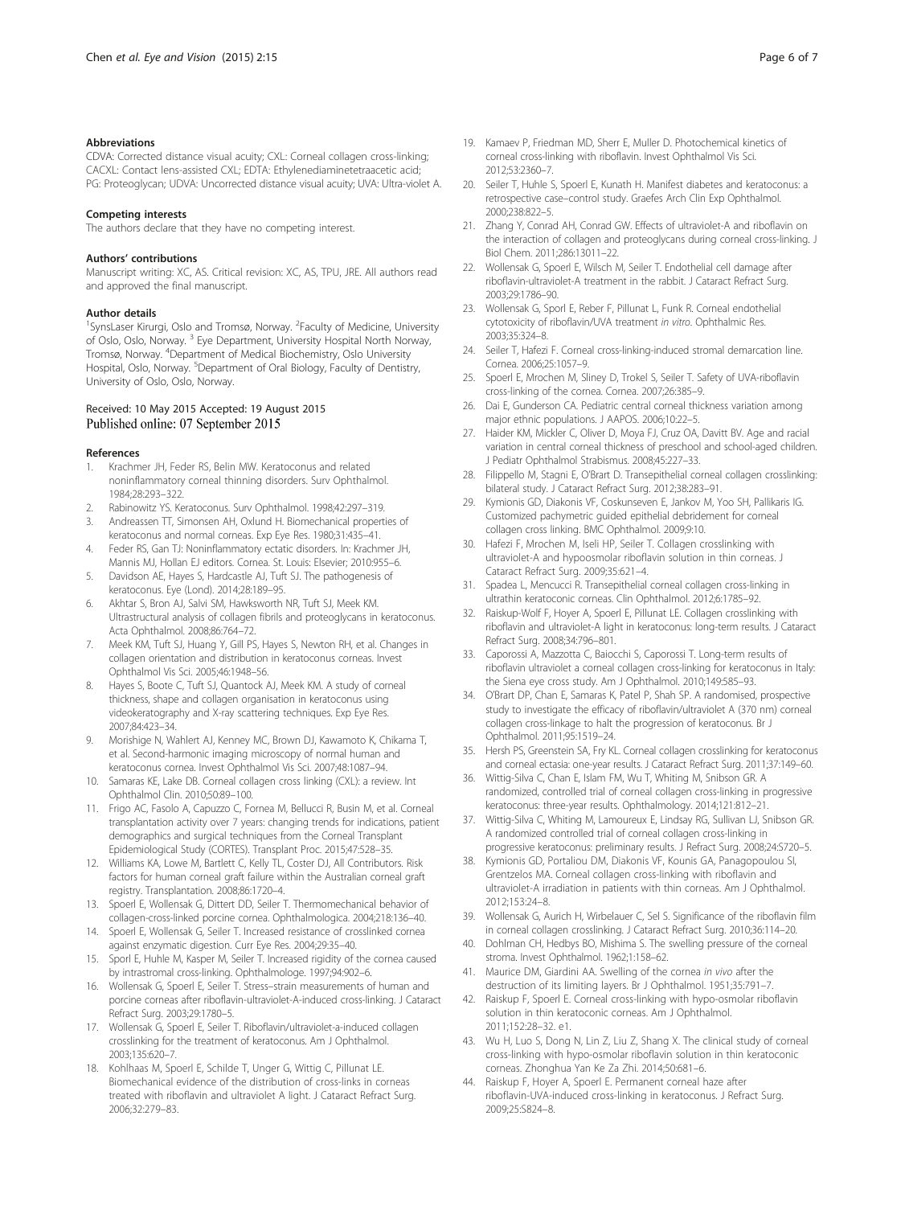#### Abbreviations

CDVA: Corrected distance visual acuity; CXL: Corneal collagen cross-linking; CACXL: Contact lens-assisted CXL; EDTA: Ethylenediaminetetraacetic acid; PG: Proteoglycan; UDVA: Uncorrected distance visual acuity; UVA: Ultra-violet A.

#### Competing interests

The authors declare that they have no competing interest.

#### Authors' contributions

Manuscript writing: XC, AS. Critical revision: XC, AS, TPU, JRE. All authors read and approved the final manuscript.

#### Author details

[1]SynsLaser Kirurgi, Oslo and Tromsø, Norway. [2]Faculty of Medicine, University of Oslo, Oslo, Norway. [3] Eye Department, University Hospital North Norway, Tromsø, Norway. [4]Department of Medical Biochemistry, Oslo University Hospital, Oslo, Norway. [5]Department of Oral Biology, Faculty of Dentistry, University of Oslo, Oslo, Norway.

Received: 10 May 2015 Accepted: 19 August 2015
Published online: 07 September 2015

#### References

1. Krachmer JH, Feder RS, Belin MW. Keratoconus and related noninflammatory corneal thinning disorders. Surv Ophthalmol. 1984;28:293–322.
2. Rabinowitz YS. Keratoconus. Surv Ophthalmol. 1998;42:297–319.
3. Andreassen TT, Simonsen AH, Oxlund H. Biomechanical properties of keratoconus and normal corneas. Exp Eye Res. 1980;31:435–41.
4. Feder RS, Gan TJ: Noninflammatory ectatic disorders. In: Krachmer JH, Mannis MJ, Hollan EJ editors. Cornea. St. Louis: Elsevier; 2010:955–6.
5. Davidson AE, Hayes S, Hardcastle AJ, Tuft SJ. The pathogenesis of keratoconus. Eye (Lond). 2014;28:189–95.
6. Akhtar S, Bron AJ, Salvi SM, Hawksworth NR, Tuft SJ, Meek KM. Ultrastructural analysis of collagen fibrils and proteoglycans in keratoconus. Acta Ophthalmol. 2008;86:764–72.
7. Meek KM, Tuft SJ, Huang Y, Gill PS, Hayes S, Newton RH, et al. Changes in collagen orientation and distribution in keratoconus corneas. Invest Ophthalmol Vis Sci. 2005;46:1948–56.
8. Hayes S, Boote C, Tuft SJ, Quantock AJ, Meek KM. A study of corneal thickness, shape and collagen organisation in keratoconus using videokeratography and X-ray scattering techniques. Exp Eye Res. 2007;84:423–34.
9. Morishige N, Wahlert AJ, Kenney MC, Brown DJ, Kawamoto K, Chikama T, et al. Second-harmonic imaging microscopy of normal human and keratoconus cornea. Invest Ophthalmol Vis Sci. 2007;48:1087–94.
10. Samaras KE, Lake DB. Corneal collagen cross linking (CXL): a review. Int Ophthalmol Clin. 2010;50:89–100.
11. Frigo AC, Fasolo A, Capuzzo C, Fornea M, Bellucci R, Busin M, et al. Corneal transplantation activity over 7 years: changing trends for indications, patient demographics and surgical techniques from the Corneal Transplant Epidemiological Study (CORTES). Transplant Proc. 2015;47:528–35.
12. Williams KA, Lowe M, Bartlett C, Kelly TL, Coster DJ, All Contributors. Risk factors for human corneal graft failure within the Australian corneal graft registry. Transplantation. 2008;86:1720–4.
13. Spoerl E, Wollensak G, Dittert DD, Seiler T. Thermomechanical behavior of collagen-cross-linked porcine cornea. Ophthalmologica. 2004;218:136–40.
14. Spoerl E, Wollensak G, Seiler T. Increased resistance of crosslinked cornea against enzymatic digestion. Curr Eye Res. 2004;29:35–40.
15. Sporl E, Huhle M, Kasper M, Seiler T. Increased rigidity of the cornea caused by intrastromal cross-linking. Ophthalmologe. 1997;94:902–6.
16. Wollensak G, Spoerl E, Seiler T. Stress–strain measurements of human and porcine corneas after riboflavin-ultraviolet-A-induced cross-linking. J Cataract Refract Surg. 2003;29:1780–5.
17. Wollensak G, Spoerl E, Seiler T. Riboflavin/ultraviolet-a-induced collagen crosslinking for the treatment of keratoconus. Am J Ophthalmol. 2003;135:620–7.
18. Kohlhaas M, Spoerl E, Schilde T, Unger G, Wittig C, Pillunat LE. Biomechanical evidence of the distribution of cross-links in corneas treated with riboflavin and ultraviolet A light. J Cataract Refract Surg. 2006;32:279–83.
19. Kamaev P, Friedman MD, Sherr E, Muller D. Photochemical kinetics of corneal cross-linking with riboflavin. Invest Ophthalmol Vis Sci. 2012;53:2360–7.
20. Seiler T, Huhle S, Spoerl E, Kunath H. Manifest diabetes and keratoconus: a retrospective case–control study. Graefes Arch Clin Exp Ophthalmol. 2000;238:822–5.
21. Zhang Y, Conrad AH, Conrad GW. Effects of ultraviolet-A and riboflavin on the interaction of collagen and proteoglycans during corneal cross-linking. J Biol Chem. 2011;286:13011–22.
22. Wollensak G, Spoerl E, Wilsch M, Seiler T. Endothelial cell damage after riboflavin-ultraviolet-A treatment in the rabbit. J Cataract Refract Surg. 2003;29:1786–90.
23. Wollensak G, Sporl E, Reber F, Pillunat L, Funk R. Corneal endothelial cytotoxicity of riboflavin/UVA treatment *in vitro*. Ophthalmic Res. 2003;35:324–8.
24. Seiler T, Hafezi F. Corneal cross-linking-induced stromal demarcation line. Cornea. 2006;25:1057–9.
25. Spoerl E, Mrochen M, Sliney D, Trokel S, Seiler T. Safety of UVA-riboflavin cross-linking of the cornea. Cornea. 2007;26:385–9.
26. Dai E, Gunderson CA. Pediatric central corneal thickness variation among major ethnic populations. J AAPOS. 2006;10:22–5.
27. Haider KM, Mickler C, Oliver D, Moya FJ, Cruz OA, Davitt BV. Age and racial variation in central corneal thickness of preschool and school-aged children. J Pediatr Ophthalmol Strabismus. 2008;45:227–33.
28. Filippello M, Stagni E, O'Brart D. Transepithelial corneal collagen crosslinking: bilateral study. J Cataract Refract Surg. 2012;38:283–91.
29. Kymionis GD, Diakonis VF, Coskunseven E, Jankov M, Yoo SH, Pallikaris IG. Customized pachymetric guided epithelial debridement for corneal collagen cross linking. BMC Ophthalmol. 2009;9:10.
30. Hafezi F, Mrochen M, Iseli HP, Seiler T. Collagen crosslinking with ultraviolet-A and hypoosmolar riboflavin solution in thin corneas. J Cataract Refract Surg. 2009;35:621–4.
31. Spadea L, Mencucci R. Transepithelial corneal collagen cross-linking in ultrathin keratoconic corneas. Clin Ophthalmol. 2012;6:1785–92.
32. Raiskup-Wolf F, Hoyer A, Spoerl E, Pillunat LE. Collagen crosslinking with riboflavin and ultraviolet-A light in keratoconus: long-term results. J Cataract Refract Surg. 2008;34:796–801.
33. Caporossi A, Mazzotta C, Baiocchi S, Caporossi T. Long-term results of riboflavin ultraviolet a corneal collagen cross-linking for keratoconus in Italy: the Siena eye cross study. Am J Ophthalmol. 2010;149:585–93.
34. O'Brart DP, Chan E, Samaras K, Patel P, Shah SP. A randomised, prospective study to investigate the efficacy of riboflavin/ultraviolet A (370 nm) corneal collagen cross-linkage to halt the progression of keratoconus. Br J Ophthalmol. 2011;95:1519–24.
35. Hersh PS, Greenstein SA, Fry KL. Corneal collagen crosslinking for keratoconus and corneal ectasia: one-year results. J Cataract Refract Surg. 2011;37:149–60.
36. Wittig-Silva C, Chan E, Islam FM, Wu T, Whiting M, Snibson GR. A randomized, controlled trial of corneal collagen cross-linking in progressive keratoconus: three-year results. Ophthalmology. 2014;121:812–21.
37. Wittig-Silva C, Whiting M, Lamoureux E, Lindsay RG, Sullivan LJ, Snibson GR. A randomized controlled trial of corneal collagen cross-linking in progressive keratoconus: preliminary results. J Refract Surg. 2008;24:S720–5.
38. Kymionis GD, Portaliou DM, Diakonis VF, Kounis GA, Panagopoulou SI, Grentzelos MA. Corneal collagen cross-linking with riboflavin and ultraviolet-A irradiation in patients with thin corneas. Am J Ophthalmol. 2012;153:24–8.
39. Wollensak G, Aurich H, Wirbelauer C, Sel S. Significance of the riboflavin film in corneal collagen crosslinking. J Cataract Refract Surg. 2010;36:114–20.
40. Dohlman CH, Hedbys BO, Mishima S. The swelling pressure of the corneal stroma. Invest Ophthalmol. 1962;1:158–62.
41. Maurice DM, Giardini AA. Swelling of the cornea *in vivo* after the destruction of its limiting layers. Br J Ophthalmol. 1951;35:791–7.
42. Raiskup F, Spoerl E. Corneal cross-linking with hypo-osmolar riboflavin solution in thin keratoconic corneas. Am J Ophthalmol. 2011;152:28–32. e1.
43. Wu H, Luo S, Dong N, Lin Z, Liu Z, Shang X. The clinical study of corneal cross-linking with hypo-osmolar riboflavin solution in thin keratoconic corneas. Zhonghua Yan Ke Za Zhi. 2014;50:681–6.
44. Raiskup F, Hoyer A, Spoerl E. Permanent corneal haze after riboflavin-UVA-induced cross-linking in keratoconus. J Refract Surg. 2009;25:S824–8.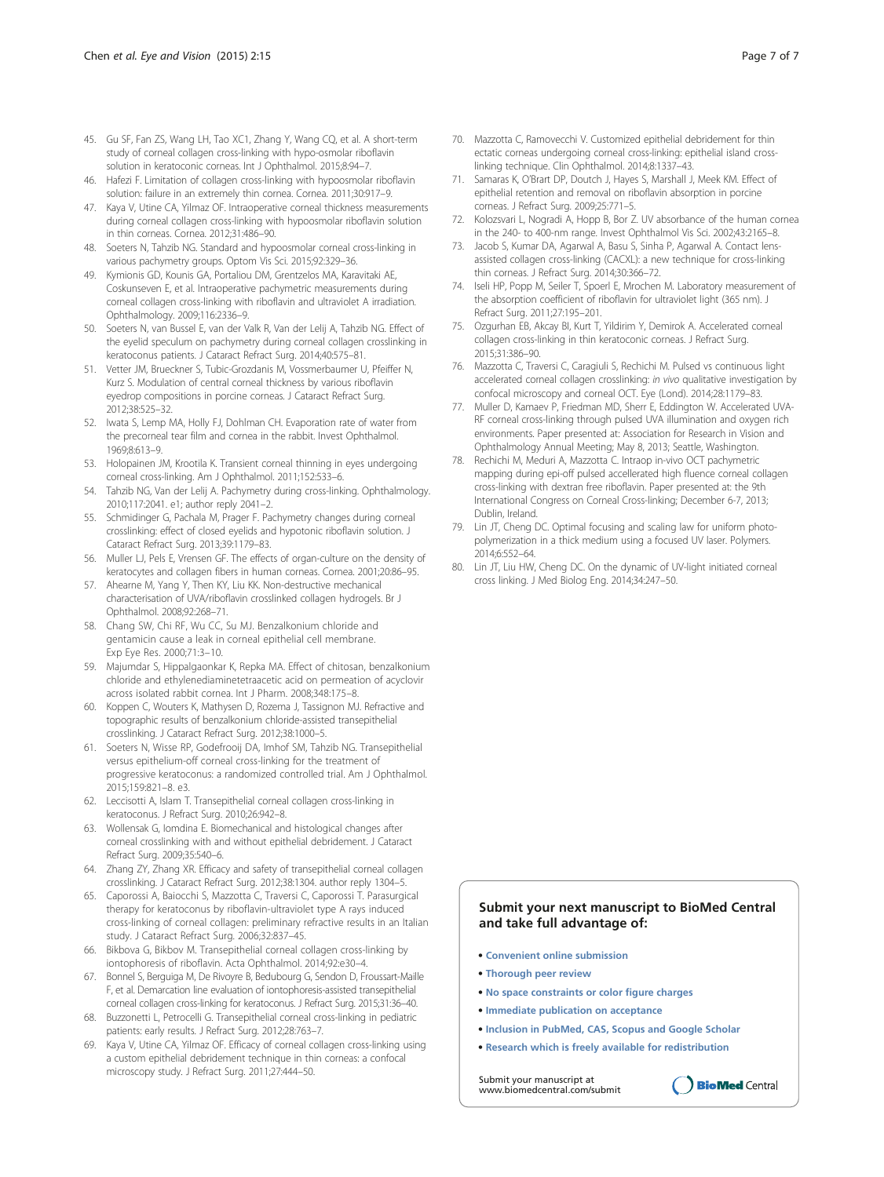45. Gu SF, Fan ZS, Wang LH, Tao XC1, Zhang Y, Wang CQ, et al. A short-term study of corneal collagen cross-linking with hypo-osmolar riboflavin solution in keratoconic corneas. Int J Ophthalmol. 2015;8:94–7.
46. Hafezi F. Limitation of collagen cross-linking with hypoosmolar riboflavin solution: failure in an extremely thin cornea. Cornea. 2011;30:917–9.
47. Kaya V, Utine CA, Yilmaz OF. Intraoperative corneal thickness measurements during corneal collagen cross-linking with hypoosmolar riboflavin solution in thin corneas. Cornea. 2012;31:486–90.
48. Soeters N, Tahzib NG. Standard and hypoosmolar corneal cross-linking in various pachymetry groups. Optom Vis Sci. 2015;92:329–36.
49. Kymionis GD, Kounis GA, Portaliou DM, Grentzelos MA, Karavitaki AE, Coskunseven E, et al. Intraoperative pachymetric measurements during corneal collagen cross-linking with riboflavin and ultraviolet A irradiation. Ophthalmology. 2009;116:2336–9.
50. Soeters N, van Bussel E, van der Valk R, Van der Lelij A, Tahzib NG. Effect of the eyelid speculum on pachymetry during corneal collagen crosslinking in keratoconus patients. J Cataract Refract Surg. 2014;40:575–81.
51. Vetter JM, Brueckner S, Tubic-Grozdanis M, Vossmerbaumer U, Pfeiffer N, Kurz S. Modulation of central corneal thickness by various riboflavin eyedrop compositions in porcine corneas. J Cataract Refract Surg. 2012;38:525–32.
52. Iwata S, Lemp MA, Holly FJ, Dohlman CH. Evaporation rate of water from the precorneal tear film and cornea in the rabbit. Invest Ophthalmol. 1969;8:613–9.
53. Holopainen JM, Krootila K. Transient corneal thinning in eyes undergoing corneal cross-linking. Am J Ophthalmol. 2011;152:533–6.
54. Tahzib NG, Van der Lelij A. Pachymetry during cross-linking. Ophthalmology. 2010;117:2041. e1; author reply 2041–2.
55. Schmidinger G, Pachala M, Prager F. Pachymetry changes during corneal crosslinking: effect of closed eyelids and hypotonic riboflavin solution. J Cataract Refract Surg. 2013;39:1179–83.
56. Muller LJ, Pels E, Vrensen GF. The effects of organ-culture on the density of keratocytes and collagen fibers in human corneas. Cornea. 2001;20:86–95.
57. Ahearne M, Yang Y, Then KY, Liu KK. Non-destructive mechanical characterisation of UVA/riboflavin crosslinked collagen hydrogels. Br J Ophthalmol. 2008;92:268–71.
58. Chang SW, Chi RF, Wu CC, Su MJ. Benzalkonium chloride and gentamicin cause a leak in corneal epithelial cell membrane. Exp Eye Res. 2000;71:3–10.
59. Majumdar S, Hippalgaonkar K, Repka MA. Effect of chitosan, benzalkonium chloride and ethylenediaminetetraacetic acid on permeation of acyclovir across isolated rabbit cornea. Int J Pharm. 2008;348:175–8.
60. Koppen C, Wouters K, Mathysen D, Rozema J, Tassignon MJ. Refractive and topographic results of benzalkonium chloride-assisted transepithelial crosslinking. J Cataract Refract Surg. 2012;38:1000–5.
61. Soeters N, Wisse RP, Godefrooij DA, Imhof SM, Tahzib NG. Transepithelial versus epithelium-off corneal cross-linking for the treatment of progressive keratoconus: a randomized controlled trial. Am J Ophthalmol. 2015;159:821–8. e3.
62. Leccisotti A, Islam T. Transepithelial corneal collagen cross-linking in keratoconus. J Refract Surg. 2010;26:942–8.
63. Wollensak G, Iomdina E. Biomechanical and histological changes after corneal crosslinking with and without epithelial debridement. J Cataract Refract Surg. 2009;35:540–6.
64. Zhang ZY, Zhang XR. Efficacy and safety of transepithelial corneal collagen crosslinking. J Cataract Refract Surg. 2012;38:1304. author reply 1304–5.
65. Caporossi A, Baiocchi S, Mazzotta C, Traversi C, Caporossi T. Parasurgical therapy for keratoconus by riboflavin-ultraviolet type A rays induced cross-linking of corneal collagen: preliminary refractive results in an Italian study. J Cataract Refract Surg. 2006;32:837–45.
66. Bikbova G, Bikbov M. Transepithelial corneal collagen cross-linking by iontophoresis of riboflavin. Acta Ophthalmol. 2014;92:e30–4.
67. Bonnel S, Berguiga M, De Rivoyre B, Bedubourg G, Sendon D, Froussart-Maille F, et al. Demarcation line evaluation of iontophoresis-assisted transepithelial corneal collagen cross-linking for keratoconus. J Refract Surg. 2015;31:36–40.
68. Buzzonetti L, Petrocelli G. Transepithelial corneal cross-linking in pediatric patients: early results. J Refract Surg. 2012;28:763–7.
69. Kaya V, Utine CA, Yilmaz OF. Efficacy of corneal collagen cross-linking using a custom epithelial debridement technique in thin corneas: a confocal microscopy study. J Refract Surg. 2011;27:444–50.
70. Mazzotta C, Ramovecchi V. Customized epithelial debridement for thin ectatic corneas undergoing corneal cross-linking: epithelial island cross-linking technique. Clin Ophthalmol. 2014;8:1337–43.
71. Samaras K, O'Brart DP, Doutch J, Hayes S, Marshall J, Meek KM. Effect of epithelial retention and removal on riboflavin absorption in porcine corneas. J Refract Surg. 2009;25:771–5.
72. Kolozsvari L, Nogradi A, Hopp B, Bor Z. UV absorbance of the human cornea in the 240- to 400-nm range. Invest Ophthalmol Vis Sci. 2002;43:2165–8.
73. Jacob S, Kumar DA, Agarwal A, Basu S, Sinha P, Agarwal A. Contact lens-assisted collagen cross-linking (CACXL): a new technique for cross-linking thin corneas. J Refract Surg. 2014;30:366–72.
74. Iseli HP, Popp M, Seiler T, Spoerl E, Mrochen M. Laboratory measurement of the absorption coefficient of riboflavin for ultraviolet light (365 nm). J Refract Surg. 2011;27:195–201.
75. Ozgurhan EB, Akcay BI, Kurt T, Yildirim Y, Demirok A. Accelerated corneal collagen cross-linking in thin keratoconic corneas. J Refract Surg. 2015;31:386–90.
76. Mazzotta C, Traversi C, Caragiuli S, Rechichi M. Pulsed vs continuous light accelerated corneal collagen crosslinking: *in vivo* qualitative investigation by confocal microscopy and corneal OCT. Eye (Lond). 2014;28:1179–83.
77. Muller D, Kamaev P, Friedman MD, Sherr E, Eddington W. Accelerated UVA-RF corneal cross-linking through pulsed UVA illumination and oxygen rich environments. Paper presented at: Association for Research in Vision and Ophthalmology Annual Meeting; May 8, 2013; Seattle, Washington.
78. Rechichi M, Meduri A, Mazzotta C. Intraop in-vivo OCT pachymetric mapping during epi-off pulsed accellerated high fluence corneal collagen cross-linking with dextran free riboflavin. Paper presented at: the 9th International Congress on Corneal Cross-linking; December 6-7, 2013; Dublin, Ireland.
79. Lin JT, Cheng DC. Optimal focusing and scaling law for uniform photo-polymerization in a thick medium using a focused UV laser. Polymers. 2014;6:552–64.
80. Lin JT, Liu HW, Cheng DC. On the dynamic of UV-light initiated corneal cross linking. J Med Biolog Eng. 2014;34:247–50.

**Submit your next manuscript to BioMed Central and take full advantage of:**

- Convenient online submission
- Thorough peer review
- No space constraints or color figure charges
- Immediate publication on acceptance
- Inclusion in PubMed, CAS, Scopus and Google Scholar
- Research which is freely available for redistribution

Submit your manuscript at
www.biomedcentral.com/submit

BioMed Central